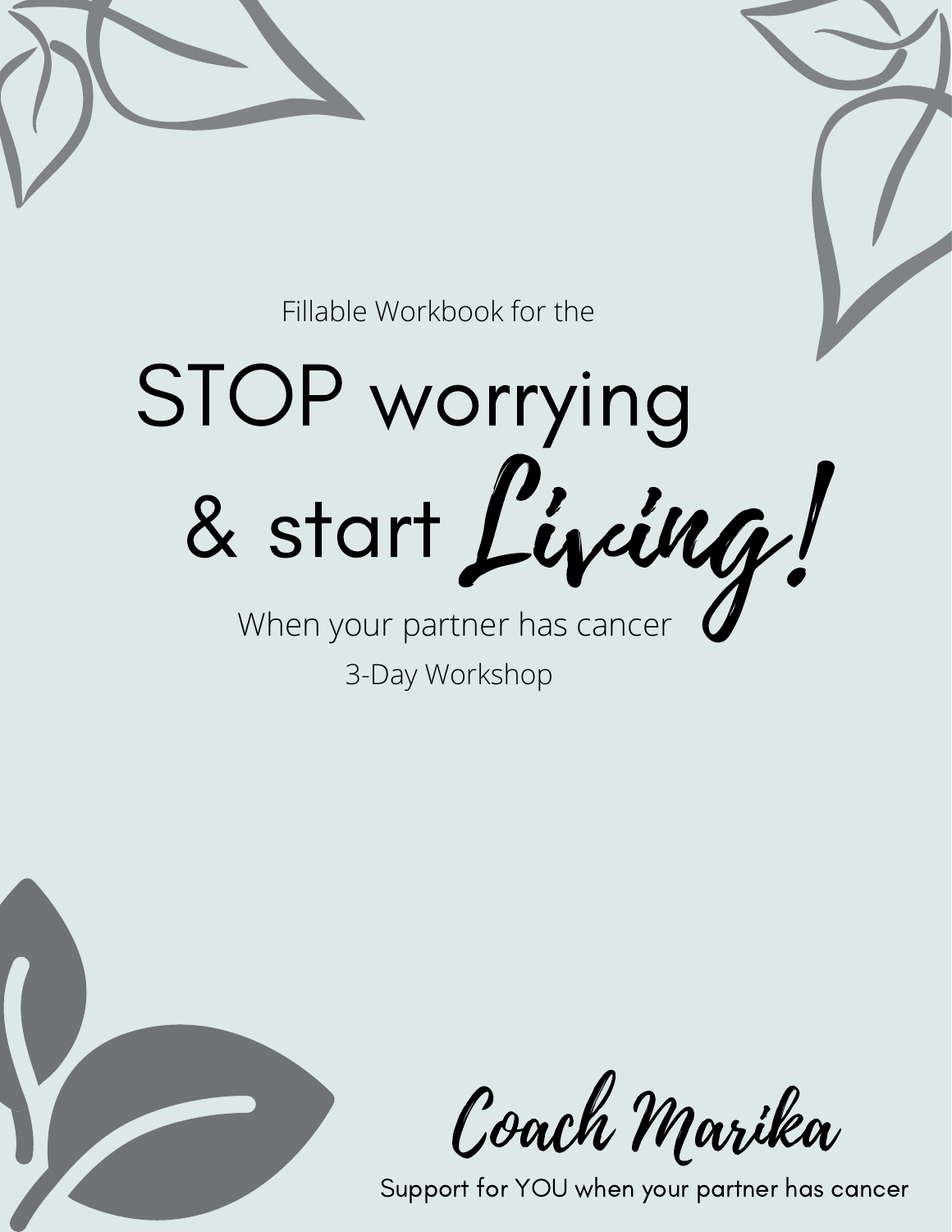Fillable Workbook for the

# STOP worrying & start *Living!*

When your partner has cancer

3-Day Workshop

*Coach Marika*

Support for YOU when your partner has cancer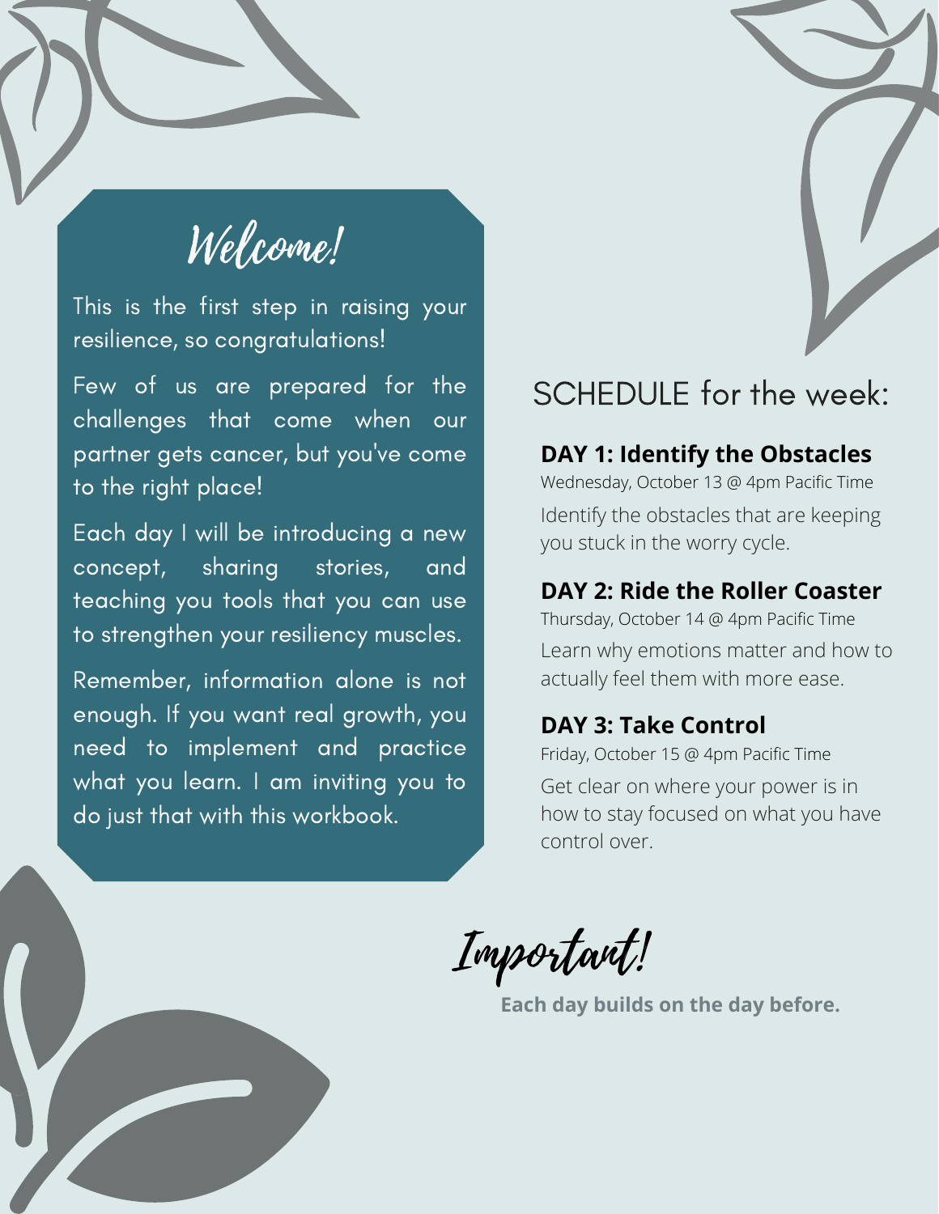# Welcome!

This is the first step in raising your resilience, so congratulations!

Few of us are prepared for the challenges that come when our partner gets cancer, but you've come to the right place!

Each day I will be introducing a new concept, sharing stories, and teaching you tools that you can use to strengthen your resiliency muscles.

Remember, information alone is not enough. If you want real growth, you need to implement and practice what you learn. I am inviting you to do just that with this workbook.

## SCHEDULE for the week:

### DAY 1: Identify the Obstacles

Wednesday, October 13 @ 4pm Pacific Time

Identify the obstacles that are keeping you stuck in the worry cycle.

### DAY 2: Ride the Roller Coaster

Thursday, October 14 @ 4pm Pacific Time

Learn why emotions matter and how to actually feel them with more ease.

### DAY 3: Take Control

Friday, October 15 @ 4pm Pacific Time

Get clear on where your power is in how to stay focused on what you have control over.

## Important!

**Each day builds on the day before.**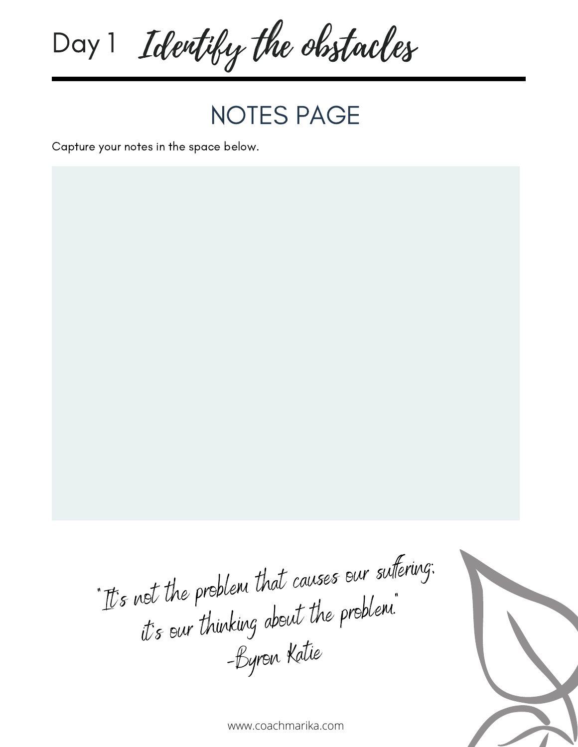# Day 1 *Identify the obstacles*

## NOTES PAGE

Capture your notes in the space below.

*"It's not the problem that causes our suffering; it's our thinking about the problem."*
*-Byron Katie*

www.coachmarika.com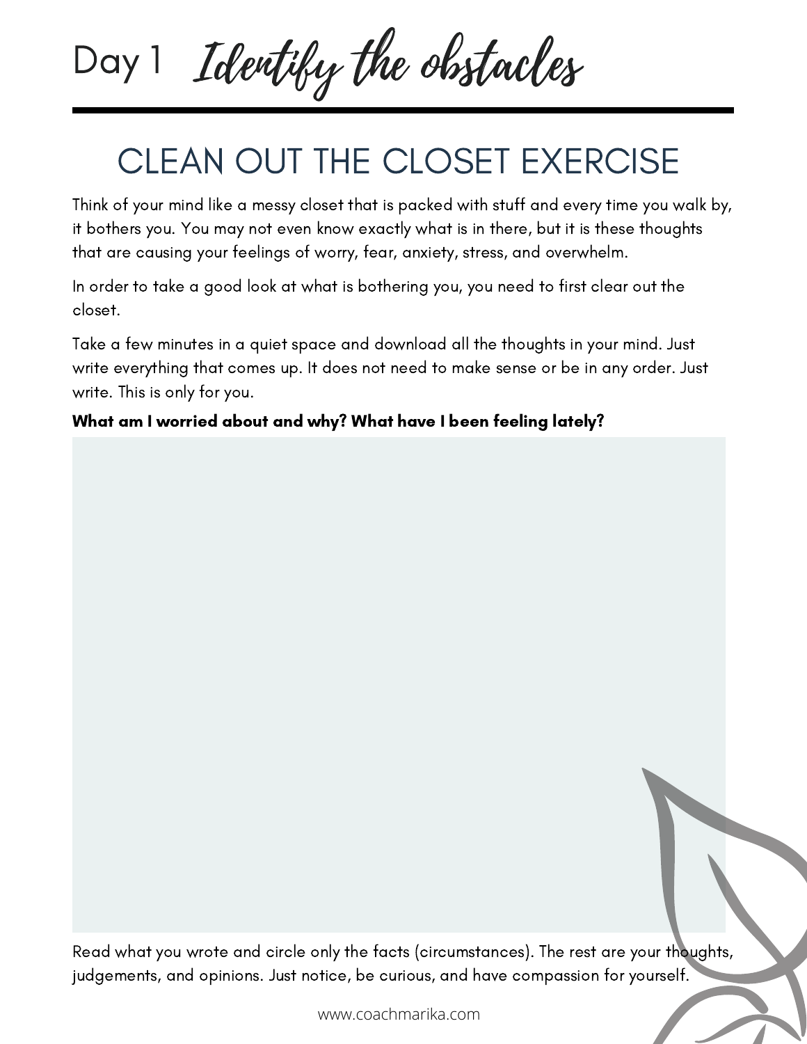# Day 1 *Identify the obstacles*

## CLEAN OUT THE CLOSET EXERCISE

Think of your mind like a messy closet that is packed with stuff and every time you walk by, it bothers you. You may not even know exactly what is in there, but it is these thoughts that are causing your feelings of worry, fear, anxiety, stress, and overwhelm.

In order to take a good look at what is bothering you, you need to first clear out the closet.

Take a few minutes in a quiet space and download all the thoughts in your mind. Just write everything that comes up. It does not need to make sense or be in any order. Just write. This is only for you.

**What am I worried about and why? What have I been feeling lately?**

Read what you wrote and circle only the facts (circumstances). The rest are your thoughts, judgements, and opinions. Just notice, be curious, and have compassion for yourself.

www.coachmarika.com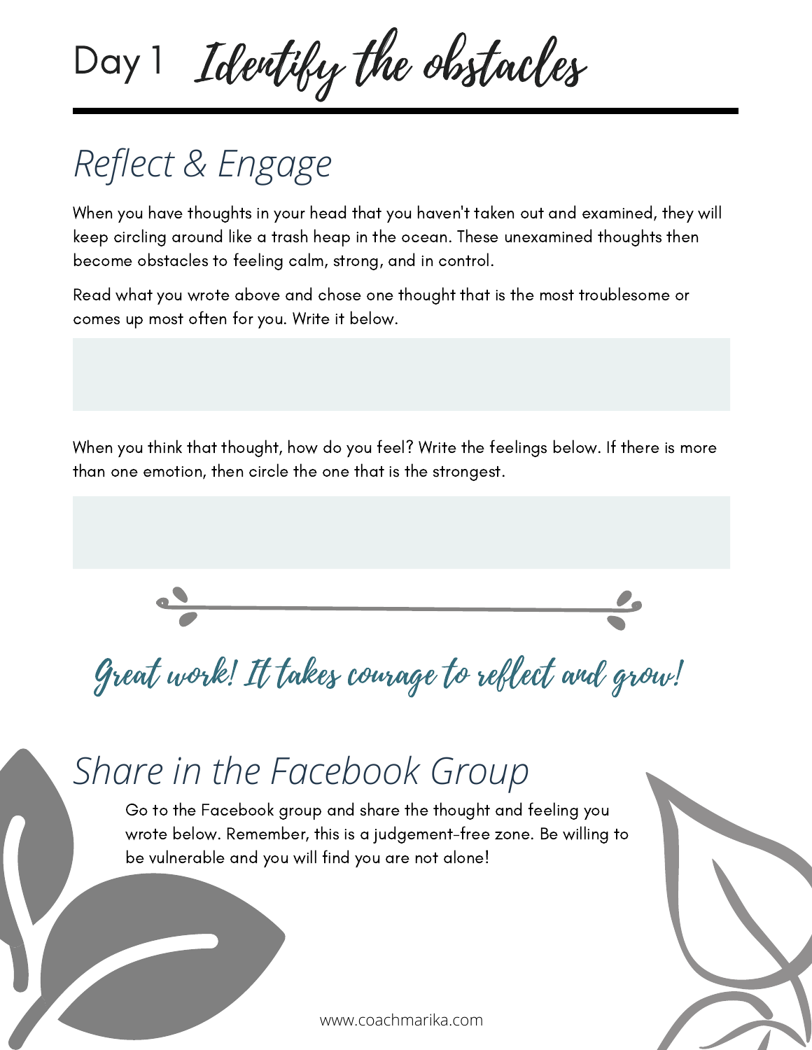# Day 1 *Identify the obstacles*

## *Reflect & Engage*

When you have thoughts in your head that you haven't taken out and examined, they will keep circling around like a trash heap in the ocean. These unexamined thoughts then become obstacles to feeling calm, strong, and in control.

Read what you wrote above and chose one thought that is the most troublesome or comes up most often for you. Write it below.

When you think that thought, how do you feel? Write the feelings below. If there is more than one emotion, then circle the one that is the strongest.

*Great work! It takes courage to reflect and grow!*

## *Share in the Facebook Group*

Go to the Facebook group and share the thought and feeling you wrote below. Remember, this is a judgement-free zone. Be willing to be vulnerable and you will find you are not alone!

www.coachmarika.com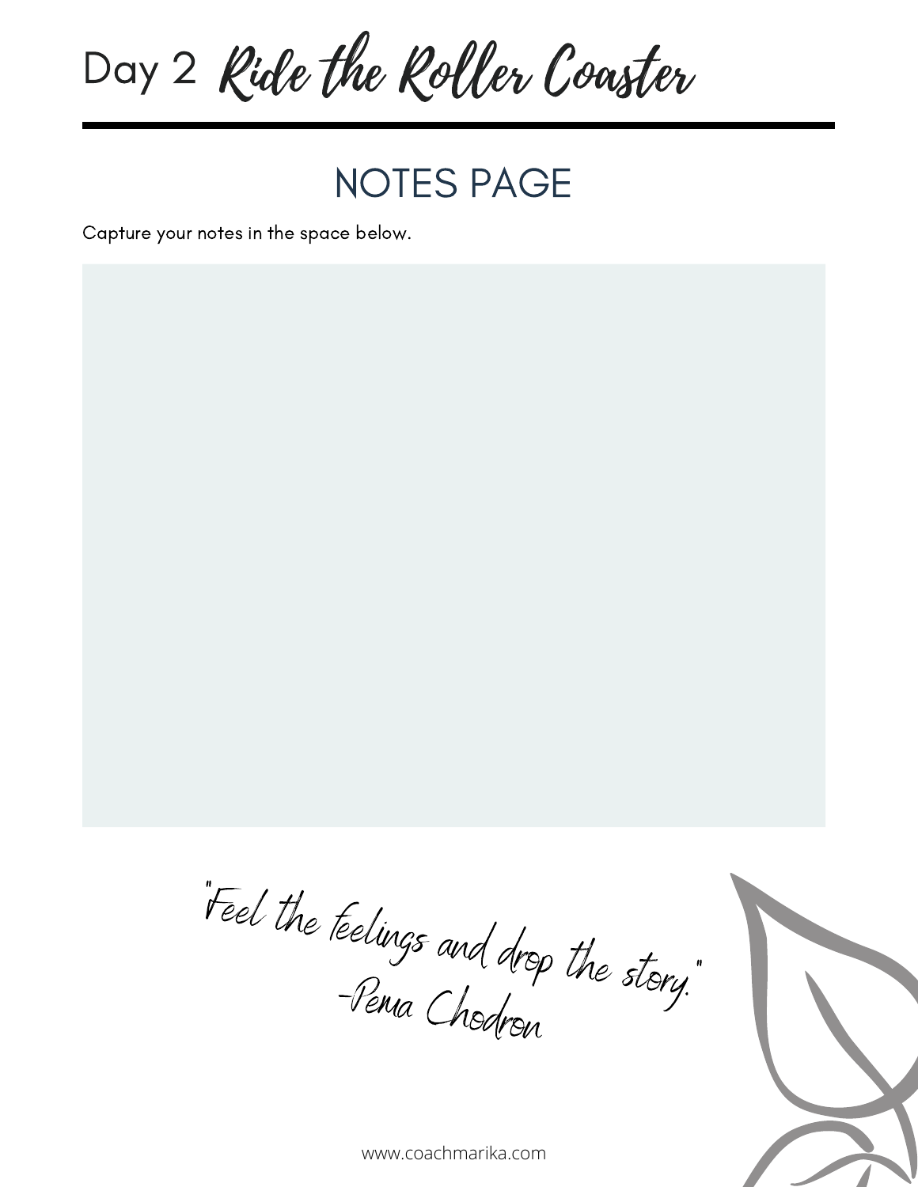# Day 2 *Ride the Roller Coaster*

## NOTES PAGE

Capture your notes in the space below.

*"Feel the feelings and drop the story."*
*-Pema Chodron*

www.coachmarika.com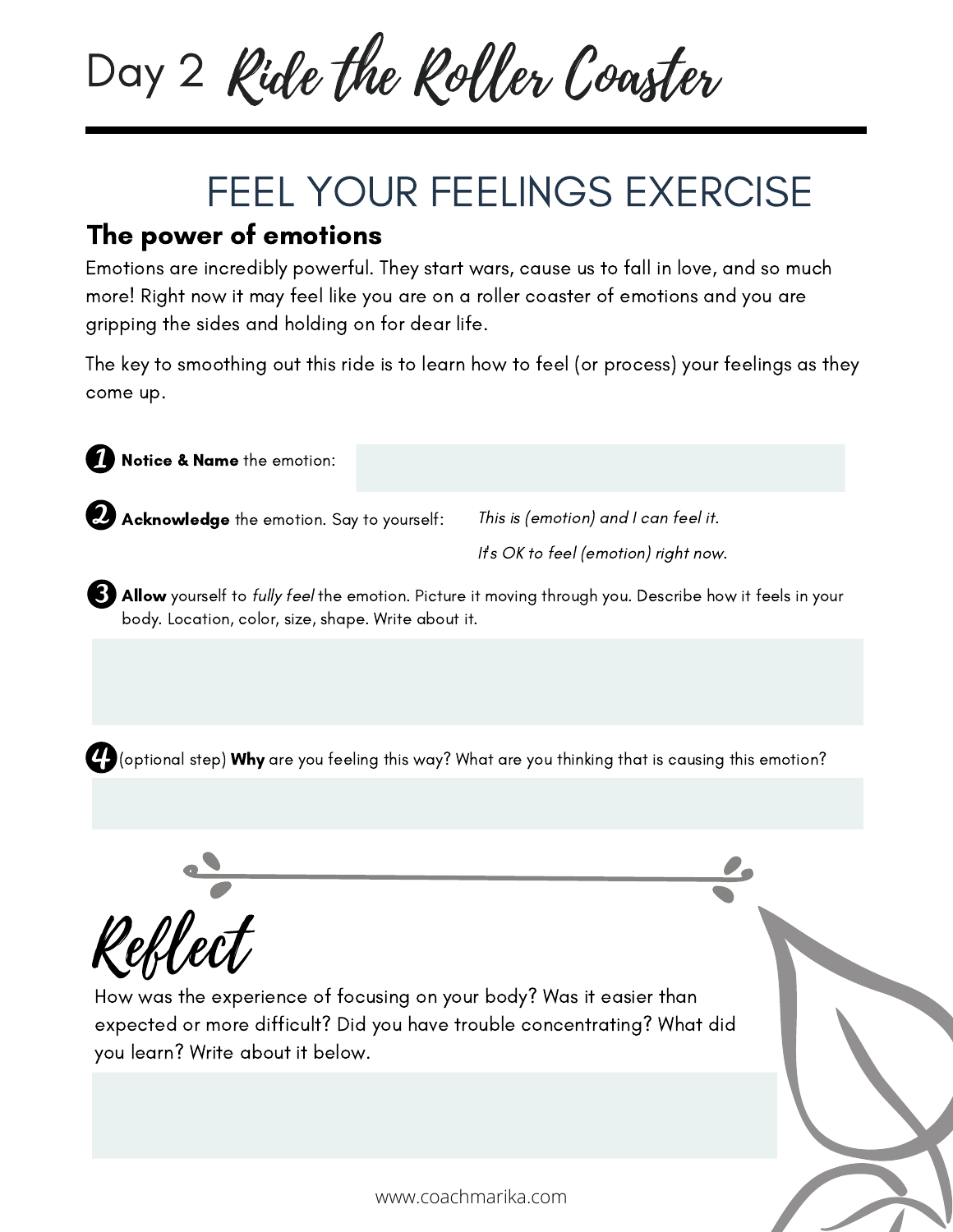# Day 2 *Ride the Roller Coaster*

## FEEL YOUR FEELINGS EXERCISE

### The power of emotions

Emotions are incredibly powerful. They start wars, cause us to fall in love, and so much more! Right now it may feel like you are on a roller coaster of emotions and you are gripping the sides and holding on for dear life.

The key to smoothing out this ride is to learn how to feel (or process) your feelings as they come up.

1. **Notice & Name** the emotion:

2. **Acknowledge** the emotion. Say to yourself: *This is (emotion) and I can feel it.*
   *It's OK to feel (emotion) right now.*

3. **Allow** yourself to *fully feel* the emotion. Picture it moving through you. Describe how it feels in your body. Location, color, size, shape. Write about it.

4. (optional step) **Why** are you feeling this way? What are you thinking that is causing this emotion?

## *Reflect*

How was the experience of focusing on your body? Was it easier than expected or more difficult? Did you have trouble concentrating? What did you learn? Write about it below.

www.coachmarika.com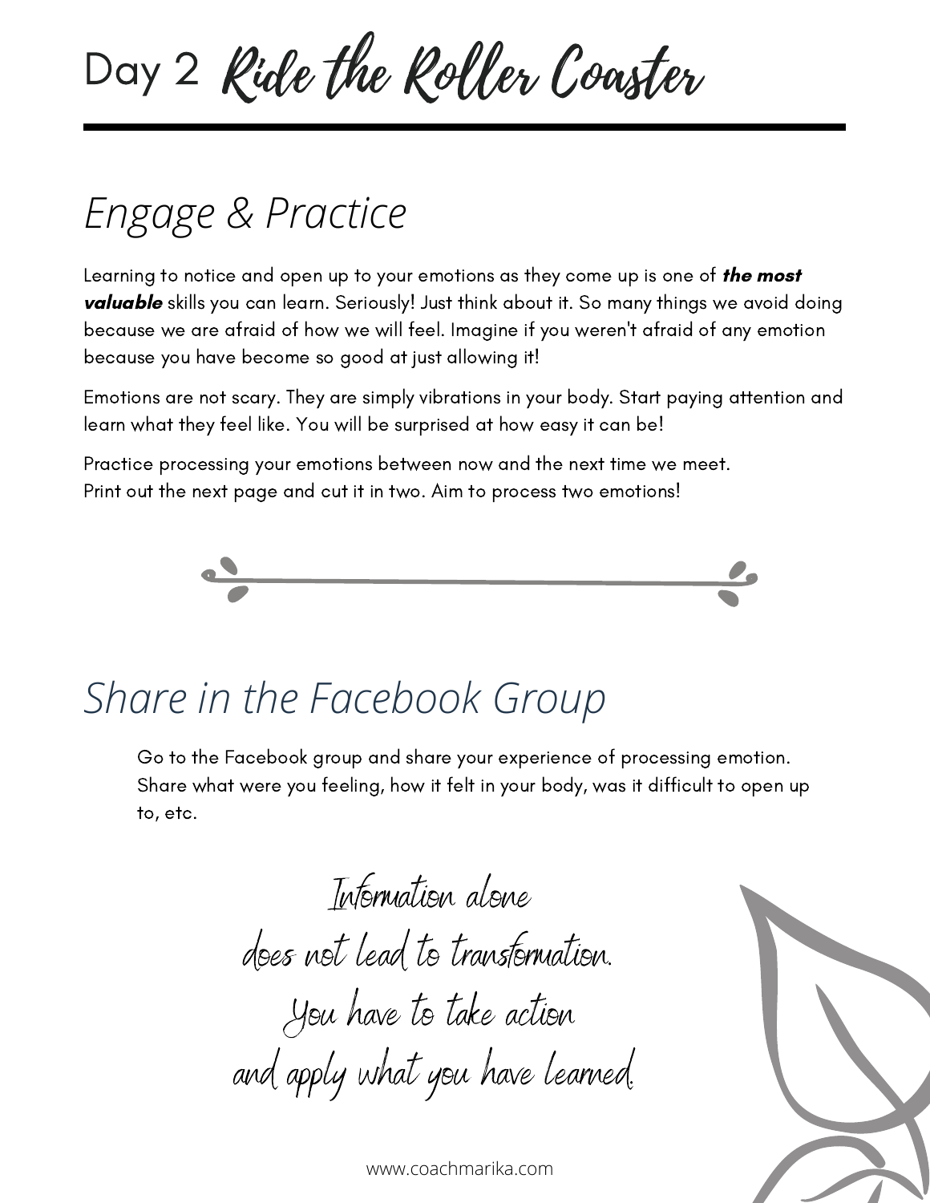# Day 2 *Ride the Roller Coaster*

## *Engage & Practice*

Learning to notice and open up to your emotions as they come up is one of ***the most valuable*** skills you can learn. Seriously! Just think about it. So many things we avoid doing because we are afraid of how we will feel. Imagine if you weren't afraid of any emotion because you have become so good at just allowing it!

Emotions are not scary. They are simply vibrations in your body. Start paying attention and learn what they feel like. You will be surprised at how easy it can be!

Practice processing your emotions between now and the next time we meet.
Print out the next page and cut it in two. Aim to process two emotions!

## *Share in the Facebook Group*

Go to the Facebook group and share your experience of processing emotion. Share what were you feeling, how it felt in your body, was it difficult to open up to, etc.

*Information alone*
*does not lead to transformation.*
*You have to take action*
*and apply what you have learned.*

www.coachmarika.com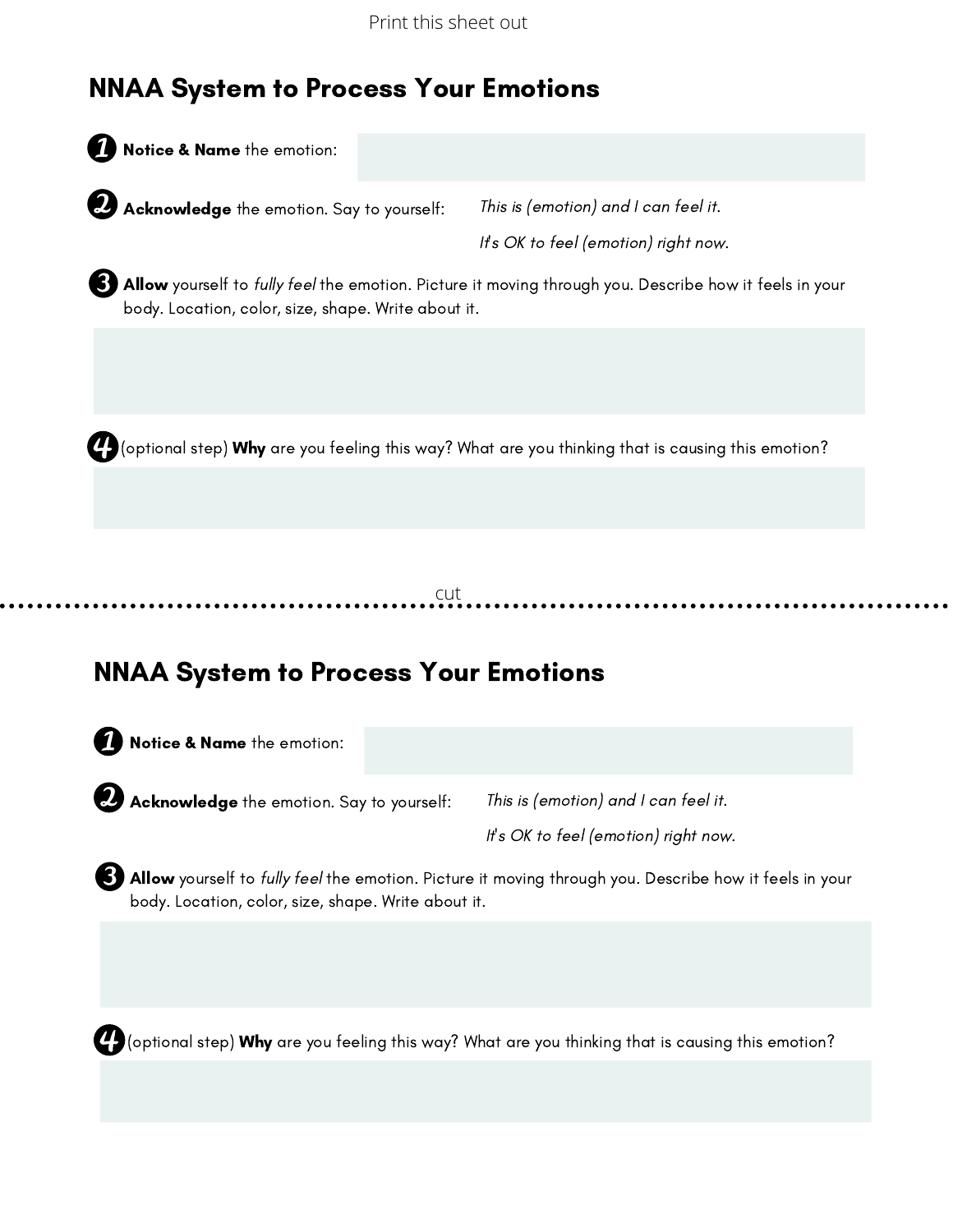Print this sheet out

## NNAA System to Process Your Emotions

1. **Notice & Name** the emotion:

2. **Acknowledge** the emotion. Say to yourself: *This is (emotion) and I can feel it.*

   *It's OK to feel (emotion) right now.*

3. **Allow** yourself to *fully feel* the emotion. Picture it moving through you. Describe how it feels in your body. Location, color, size, shape. Write about it.

4. (optional step) **Why** are you feeling this way? What are you thinking that is causing this emotion?

cut

---

## NNAA System to Process Your Emotions

1. **Notice & Name** the emotion:

2. **Acknowledge** the emotion. Say to yourself: *This is (emotion) and I can feel it.*

   *It's OK to feel (emotion) right now.*

3. **Allow** yourself to *fully feel* the emotion. Picture it moving through you. Describe how it feels in your body. Location, color, size, shape. Write about it.

4. (optional step) **Why** are you feeling this way? What are you thinking that is causing this emotion?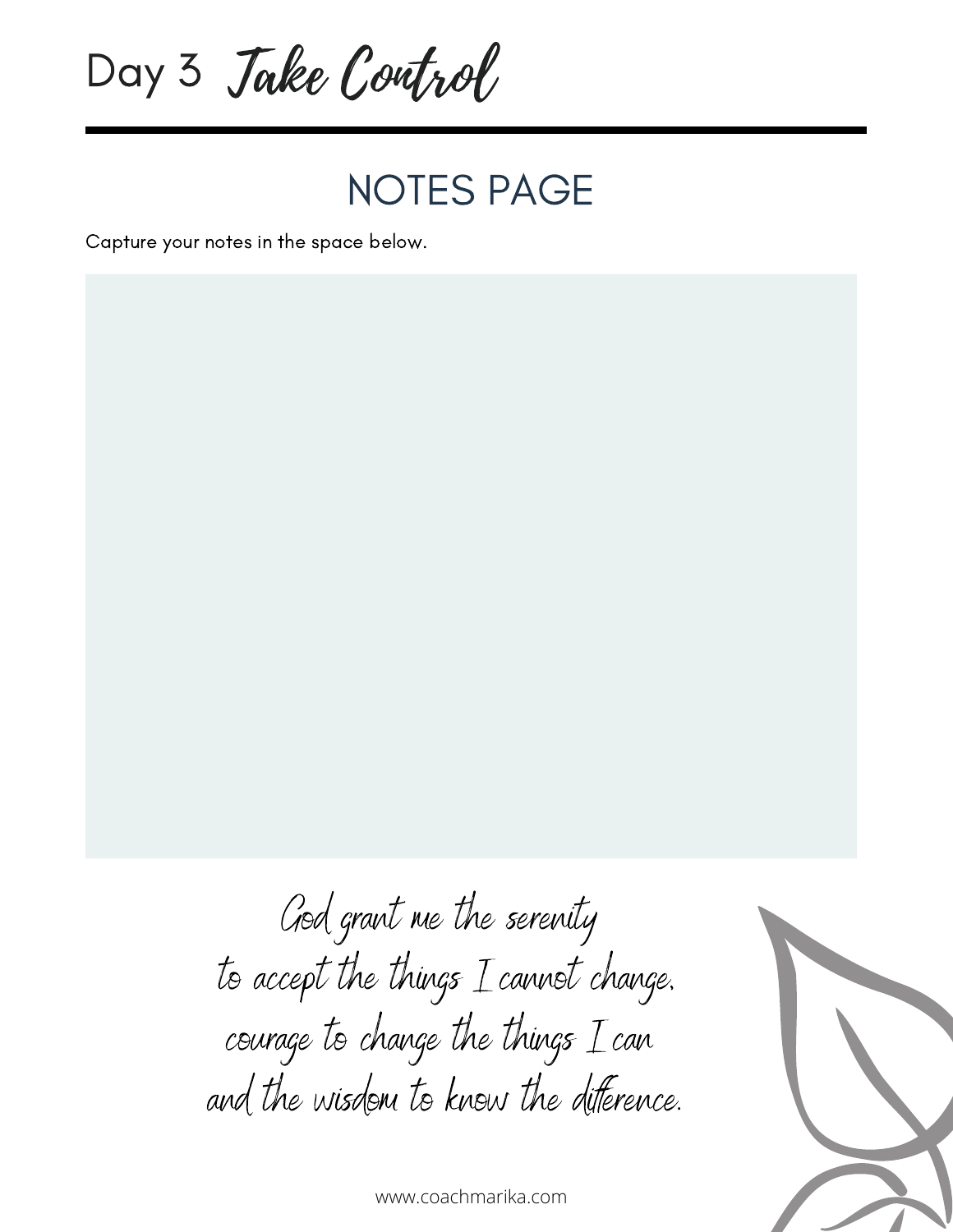# Day 3 *Take Control*

## NOTES PAGE

Capture your notes in the space below.

*God grant me the serenity*
*to accept the things I cannot change,*
*courage to change the things I can*
*and the wisdom to know the difference.*

www.coachmarika.com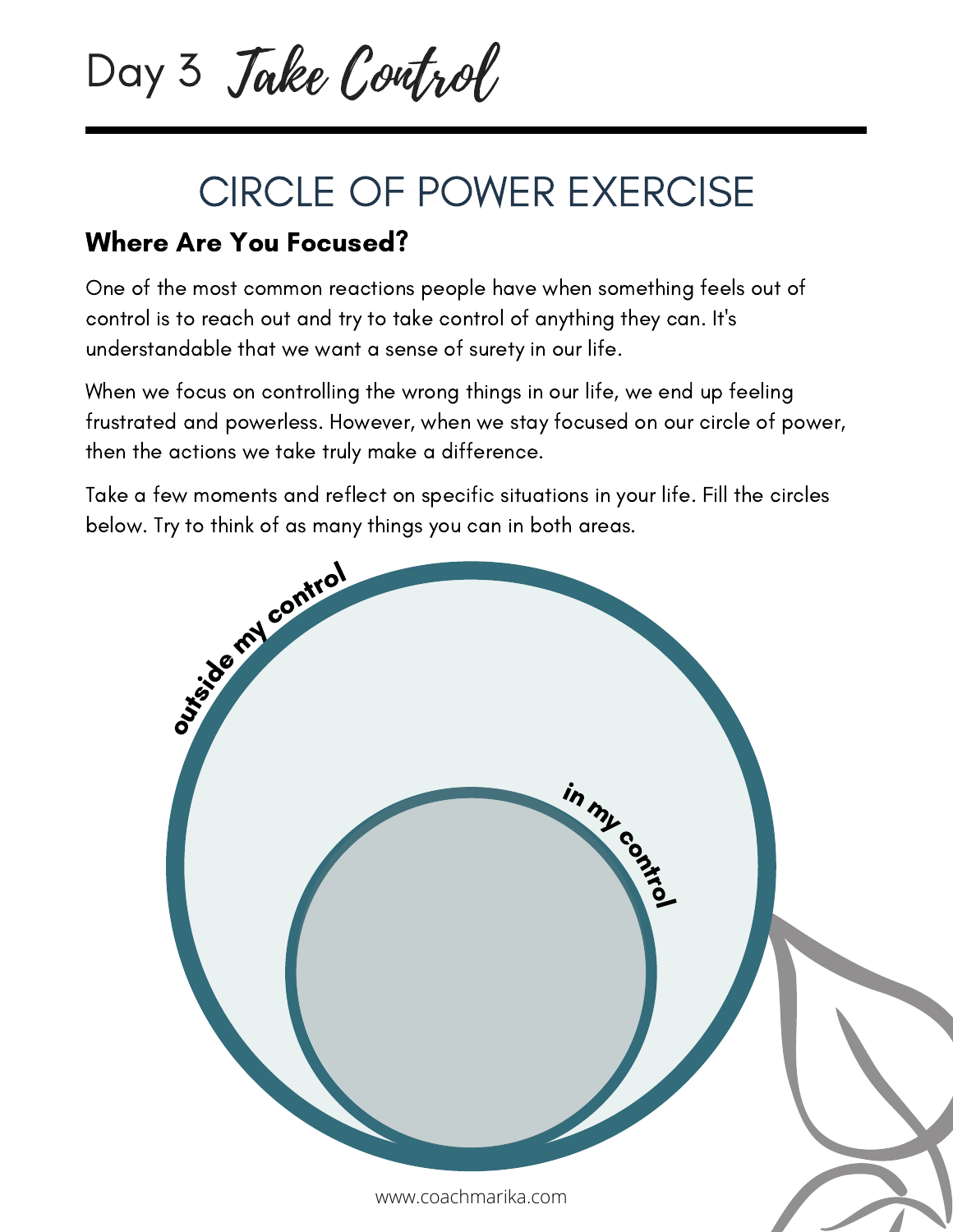# Day 3 *Take Control*

## CIRCLE OF POWER EXERCISE

### Where Are You Focused?

One of the most common reactions people have when something feels out of control is to reach out and try to take control of anything they can. It's understandable that we want a sense of surety in our life.

When we focus on controlling the wrong things in our life, we end up feeling frustrated and powerless. However, when we stay focused on our circle of power, then the actions we take truly make a difference.

Take a few moments and reflect on specific situations in your life. Fill the circles below. Try to think of as many things you can in both areas.

outside my control

in my control

www.coachmarika.com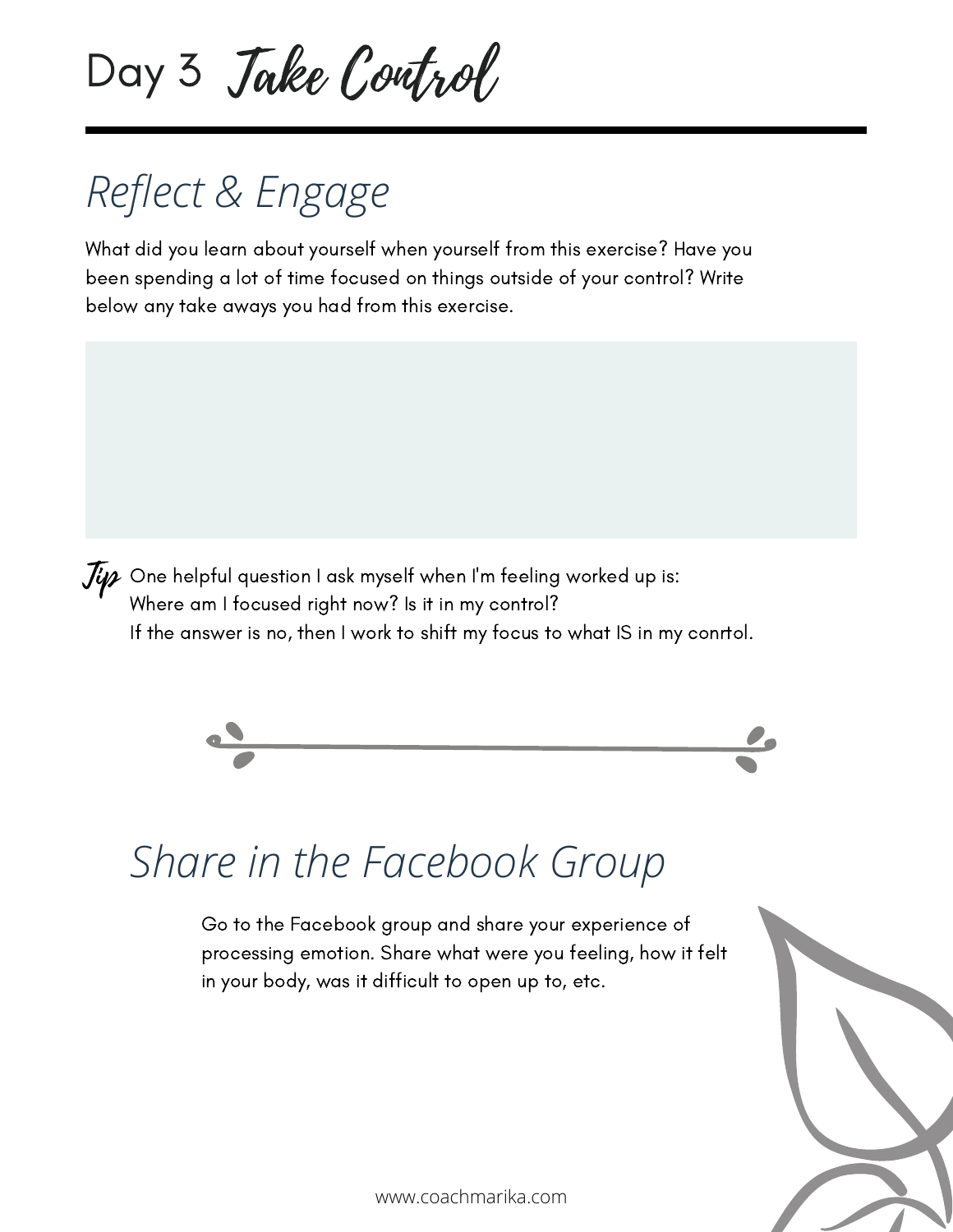# Day 3 *Take Control*

## *Reflect & Engage*

What did you learn about yourself when yourself from this exercise? Have you been spending a lot of time focused on things outside of your control? Write below any take aways you had from this exercise.

*Tip* One helpful question I ask myself when I'm feeling worked up is:
Where am I focused right now? Is it in my control?
If the answer is no, then I work to shift my focus to what IS in my conrtol.

## *Share in the Facebook Group*

Go to the Facebook group and share your experience of processing emotion. Share what were you feeling, how it felt in your body, was it difficult to open up to, etc.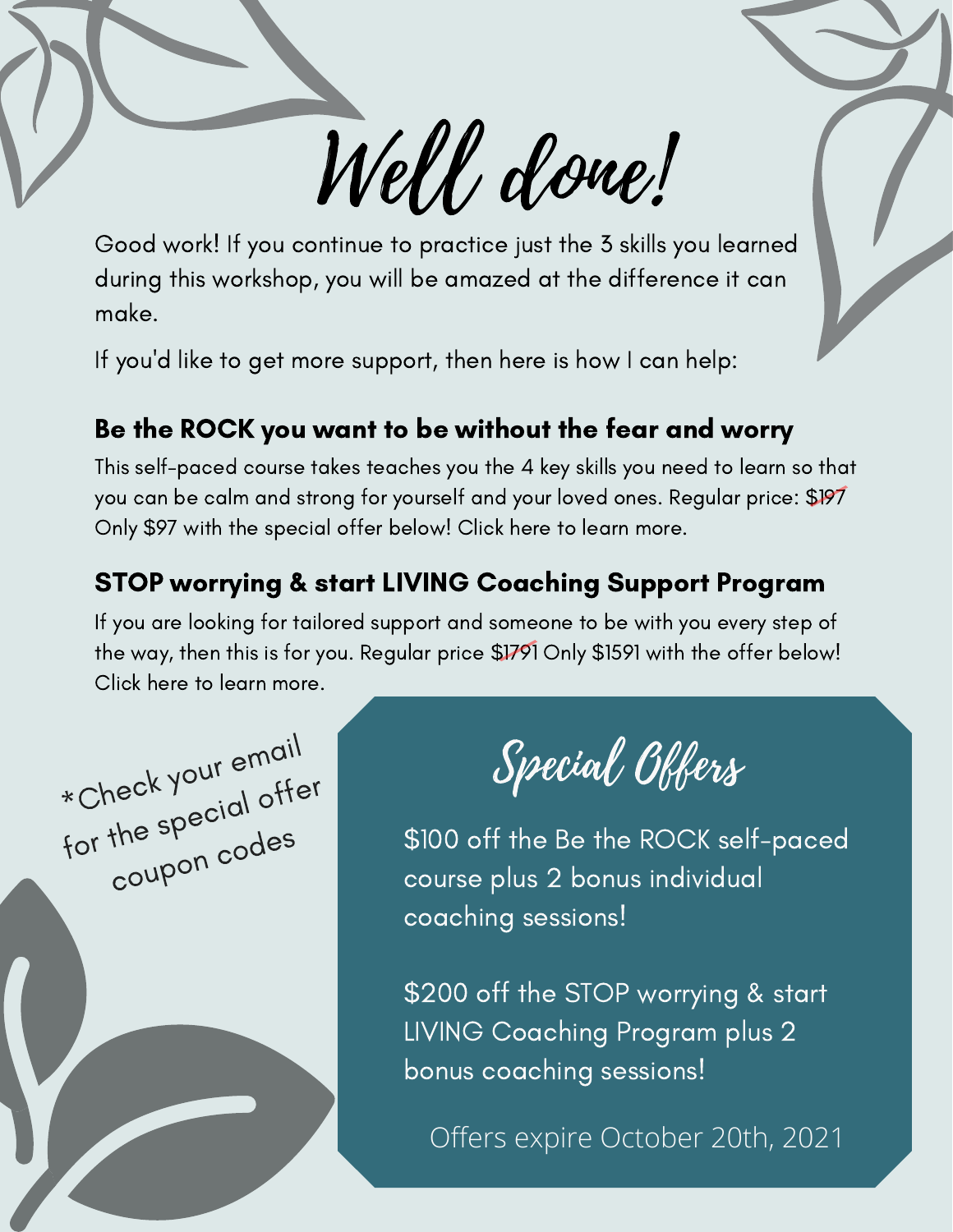# Well done!

Good work! If you continue to practice just the 3 skills you learned during this workshop, you will be amazed at the difference it can make.

If you'd like to get more support, then here is how I can help:

### Be the ROCK you want to be without the fear and worry

This self-paced course takes teaches you the 4 key skills you need to learn so that you can be calm and strong for yourself and your loved ones. Regular price: ~~$197~~ Only $97 with the special offer below! Click here to learn more.

### STOP worrying & start LIVING Coaching Support Program

If you are looking for tailored support and someone to be with you every step of the way, then this is for you. Regular price ~~$1791~~ Only $1591 with the offer below! Click here to learn more.

*Check your email for the special offer coupon codes

## Special Offers

$100 off the Be the ROCK self-paced course plus 2 bonus individual coaching sessions!

$200 off the STOP worrying & start LIVING Coaching Program plus 2 bonus coaching sessions!

Offers expire October 20th, 2021